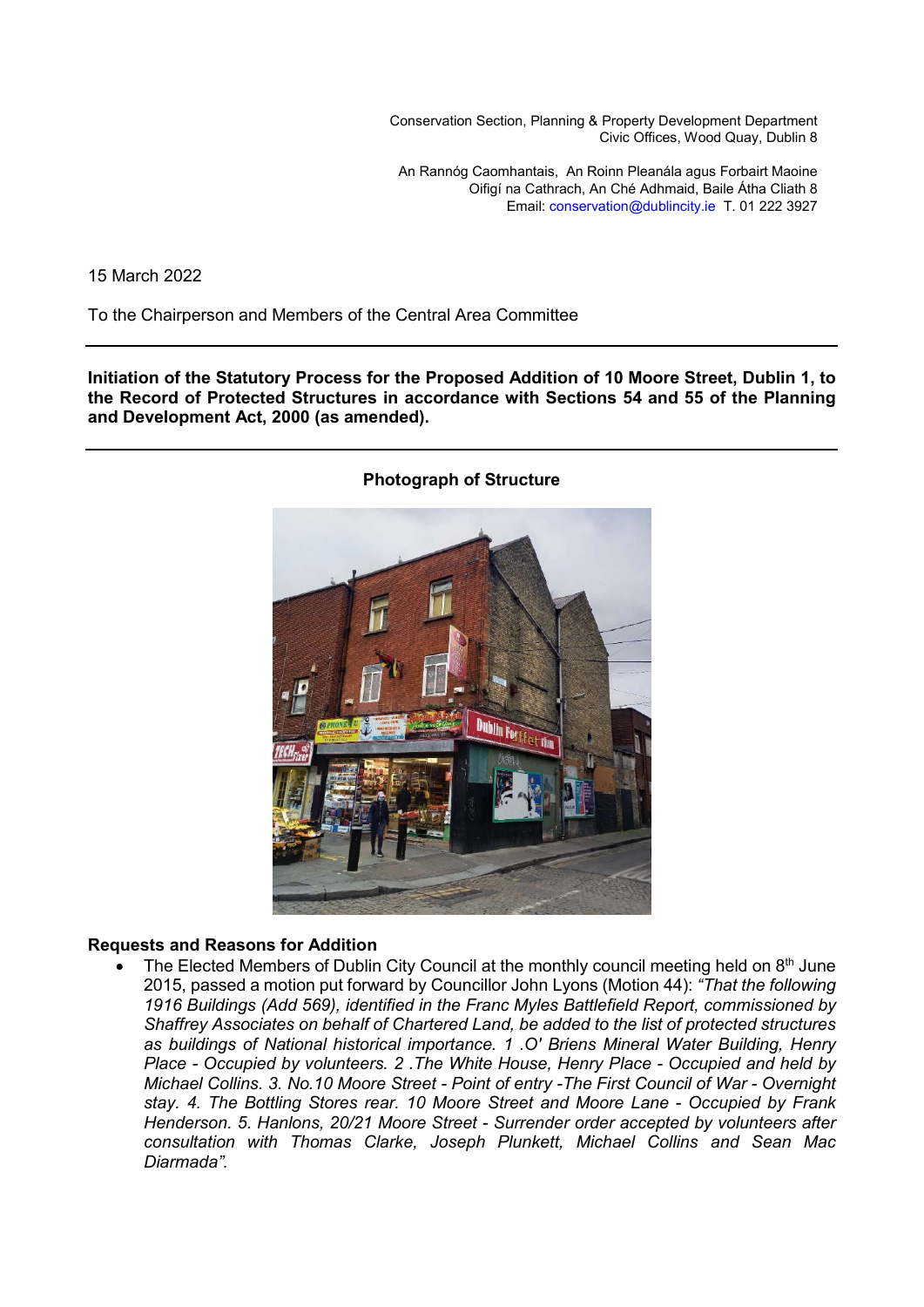Conservation Section, Planning & Property Development Department
Civic Offices, Wood Quay, Dublin 8

An Rannóg Caomhantais, An Roinn Pleanála agus Forbairt Maoine
Oifigí na Cathrach, An Ché Adhmaid, Baile Átha Cliath 8
Email: conservation@dublincity.ie T. 01 222 3927

15 March 2022

To the Chairperson and Members of the Central Area Committee

---

**Initiation of the Statutory Process for the Proposed Addition of 10 Moore Street, Dublin 1, to the Record of Protected Structures in accordance with Sections 54 and 55 of the Planning and Development Act, 2000 (as amended).**

---

**Photograph of Structure**

**Requests and Reasons for Addition**

- The Elected Members of Dublin City Council at the monthly council meeting held on 8th June 2015, passed a motion put forward by Councillor John Lyons (Motion 44): *"That the following 1916 Buildings (Add 569), identified in the Franc Myles Battlefield Report, commissioned by Shaffrey Associates on behalf of Chartered Land, be added to the list of protected structures as buildings of National historical importance. 1 .O' Briens Mineral Water Building, Henry Place - Occupied by volunteers. 2 .The White House, Henry Place - Occupied and held by Michael Collins. 3. No.10 Moore Street - Point of entry -The First Council of War - Overnight stay. 4. The Bottling Stores rear. 10 Moore Street and Moore Lane - Occupied by Frank Henderson. 5. Hanlons, 20/21 Moore Street - Surrender order accepted by volunteers after consultation with Thomas Clarke, Joseph Plunkett, Michael Collins and Sean Mac Diarmada".*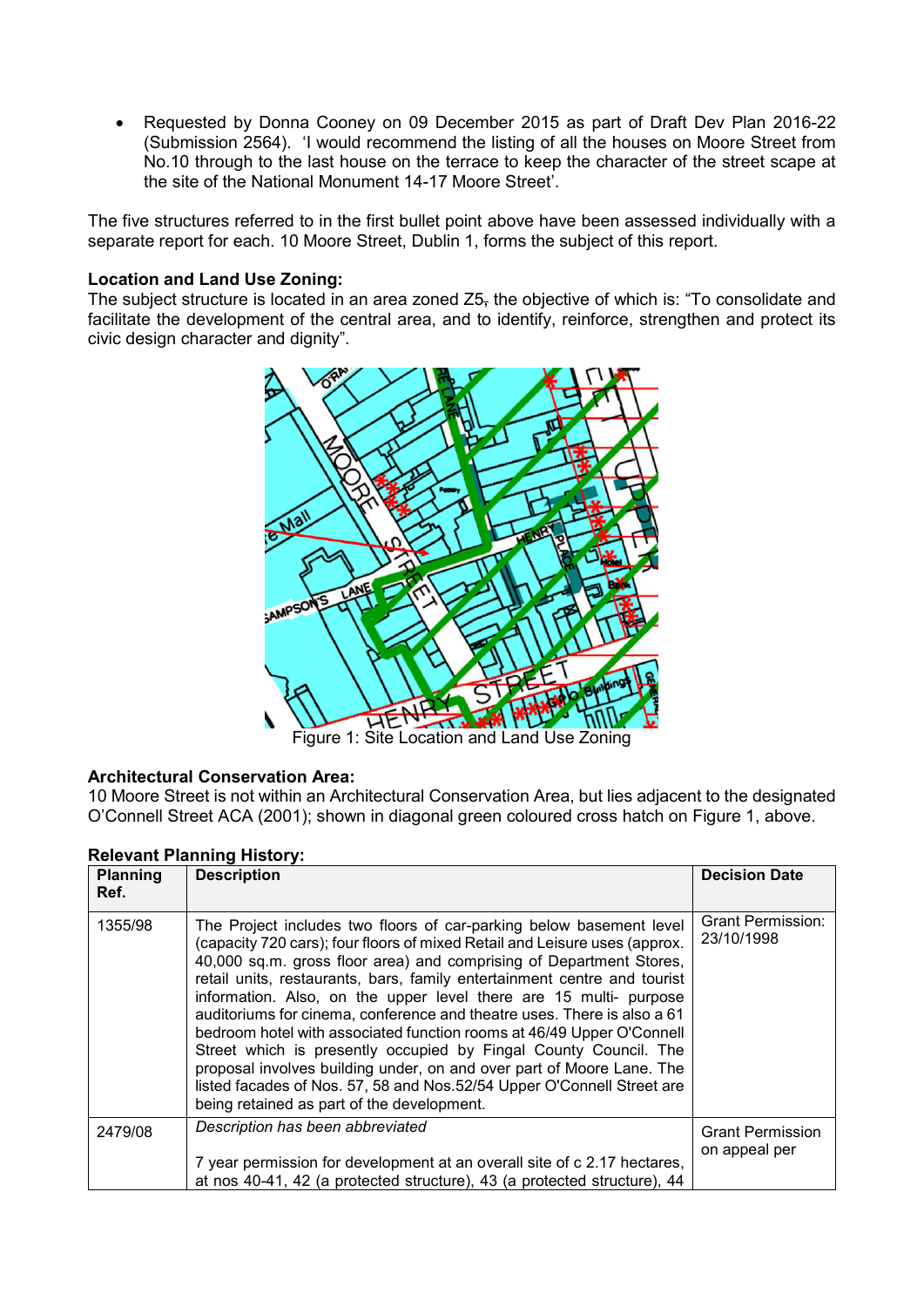- Requested by Donna Cooney on 09 December 2015 as part of Draft Dev Plan 2016-22 (Submission 2564). 'I would recommend the listing of all the houses on Moore Street from No.10 through to the last house on the terrace to keep the character of the street scape at the site of the National Monument 14-17 Moore Street'.

The five structures referred to in the first bullet point above have been assessed individually with a separate report for each. 10 Moore Street, Dublin 1, forms the subject of this report.

**Location and Land Use Zoning:**
The subject structure is located in an area zoned Z5, the objective of which is: "To consolidate and facilitate the development of the central area, and to identify, reinforce, strengthen and protect its civic design character and dignity".

Figure 1: Site Location and Land Use Zoning

**Architectural Conservation Area:**
10 Moore Street is not within an Architectural Conservation Area, but lies adjacent to the designated O'Connell Street ACA (2001); shown in diagonal green coloured cross hatch on Figure 1, above.

**Relevant Planning History:**

| Planning Ref. | Description | Decision Date |
|---|---|---|
| 1355/98 | The Project includes two floors of car-parking below basement level (capacity 720 cars); four floors of mixed Retail and Leisure uses (approx. 40,000 sq.m. gross floor area) and comprising of Department Stores, retail units, restaurants, bars, family entertainment centre and tourist information. Also, on the upper level there are 15 multi- purpose auditoriums for cinema, conference and theatre uses. There is also a 61 bedroom hotel with associated function rooms at 46/49 Upper O'Connell Street which is presently occupied by Fingal County Council. The proposal involves building under, on and over part of Moore Lane. The listed facades of Nos. 57, 58 and Nos.52/54 Upper O'Connell Street are being retained as part of the development. | Grant Permission: 23/10/1998 |
| 2479/08 | *Description has been abbreviated*<br><br>7 year permission for development at an overall site of c 2.17 hectares, at nos 40-41, 42 (a protected structure), 43 (a protected structure), 44 | Grant Permission on appeal per |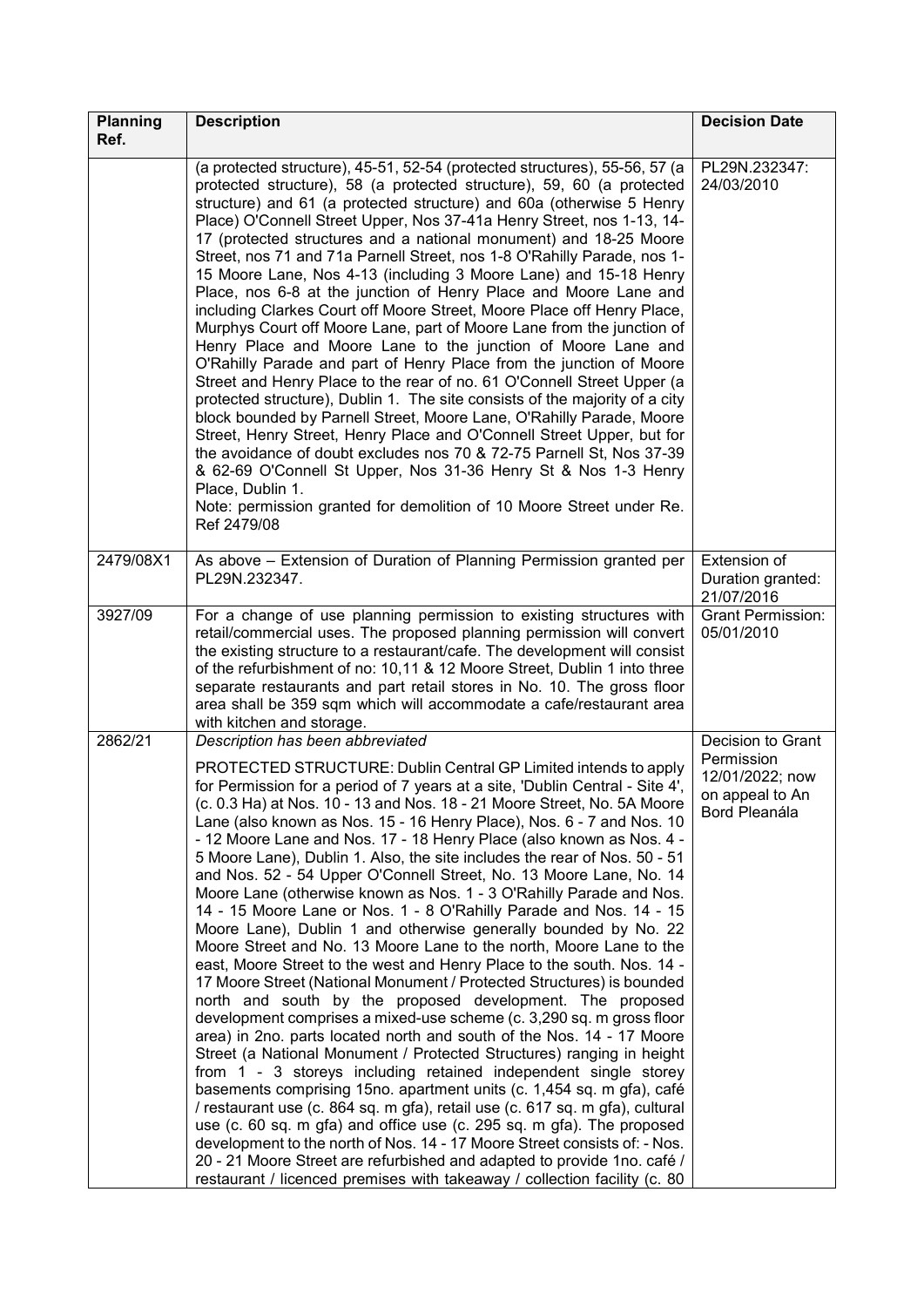| Planning Ref. | Description | Decision Date |
|---|---|---|
| | (a protected structure), 45-51, 52-54 (protected structures), 55-56, 57 (a protected structure), 58 (a protected structure), 59, 60 (a protected structure) and 61 (a protected structure) and 60a (otherwise 5 Henry Place) O'Connell Street Upper, Nos 37-41a Henry Street, nos 1-13, 14-17 (protected structures and a national monument) and 18-25 Moore Street, nos 71 and 71a Parnell Street, nos 1-8 O'Rahilly Parade, nos 1-15 Moore Lane, Nos 4-13 (including 3 Moore Lane) and 15-18 Henry Place, nos 6-8 at the junction of Henry Place and Moore Lane and including Clarkes Court off Moore Street, Moore Place off Henry Place, Murphys Court off Moore Lane, part of Moore Lane from the junction of Henry Place and Moore Lane to the junction of Moore Lane and O'Rahilly Parade and part of Henry Place from the junction of Moore Street and Henry Place to the rear of no. 61 O'Connell Street Upper (a protected structure), Dublin 1. The site consists of the majority of a city block bounded by Parnell Street, Moore Lane, O'Rahilly Parade, Moore Street, Henry Street, Henry Place and O'Connell Street Upper, but for the avoidance of doubt excludes nos 70 & 72-75 Parnell St, Nos 37-39 & 62-69 O'Connell St Upper, Nos 31-36 Henry St & Nos 1-3 Henry Place, Dublin 1.<br>Note: permission granted for demolition of 10 Moore Street under Re. Ref 2479/08 | PL29N.232347: 24/03/2010 |
| 2479/08X1 | As above – Extension of Duration of Planning Permission granted per PL29N.232347. | Extension of Duration granted: 21/07/2016 |
| 3927/09 | For a change of use planning permission to existing structures with retail/commercial uses. The proposed planning permission will convert the existing structure to a restaurant/cafe. The development will consist of the refurbishment of no: 10,11 & 12 Moore Street, Dublin 1 into three separate restaurants and part retail stores in No. 10. The gross floor area shall be 359 sqm which will accommodate a cafe/restaurant area with kitchen and storage. | Grant Permission: 05/01/2010 |
| 2862/21 | *Description has been abbreviated*<br>PROTECTED STRUCTURE: Dublin Central GP Limited intends to apply for Permission for a period of 7 years at a site, 'Dublin Central - Site 4', (c. 0.3 Ha) at Nos. 10 - 13 and Nos. 18 - 21 Moore Street, No. 5A Moore Lane (also known as Nos. 15 - 16 Henry Place), Nos. 6 - 7 and Nos. 10 - 12 Moore Lane and Nos. 17 - 18 Henry Place (also known as Nos. 4 - 5 Moore Lane), Dublin 1. Also, the site includes the rear of Nos. 50 - 51 and Nos. 52 - 54 Upper O'Connell Street, No. 13 Moore Lane, No. 14 Moore Lane (otherwise known as Nos. 1 - 3 O'Rahilly Parade and Nos. 14 - 15 Moore Lane or Nos. 1 - 8 O'Rahilly Parade and Nos. 14 - 15 Moore Lane), Dublin 1 and otherwise generally bounded by No. 22 Moore Street and No. 13 Moore Lane to the north, Moore Lane to the east, Moore Street to the west and Henry Place to the south. Nos. 14 - 17 Moore Street (National Monument / Protected Structures) is bounded north and south by the proposed development. The proposed development comprises a mixed-use scheme (c. 3,290 sq. m gross floor area) in 2no. parts located north and south of the Nos. 14 - 17 Moore Street (a National Monument / Protected Structures) ranging in height from 1 - 3 storeys including retained independent single storey basements comprising 15no. apartment units (c. 1,454 sq. m gfa), café / restaurant use (c. 864 sq. m gfa), retail use (c. 617 sq. m gfa), cultural use (c. 60 sq. m gfa) and office use (c. 295 sq. m gfa). The proposed development to the north of Nos. 14 - 17 Moore Street consists of: - Nos. 20 - 21 Moore Street are refurbished and adapted to provide 1no. café / restaurant / licenced premises with takeaway / collection facility (c. 80 | Decision to Grant Permission 12/01/2022; now on appeal to An Bord Pleanála |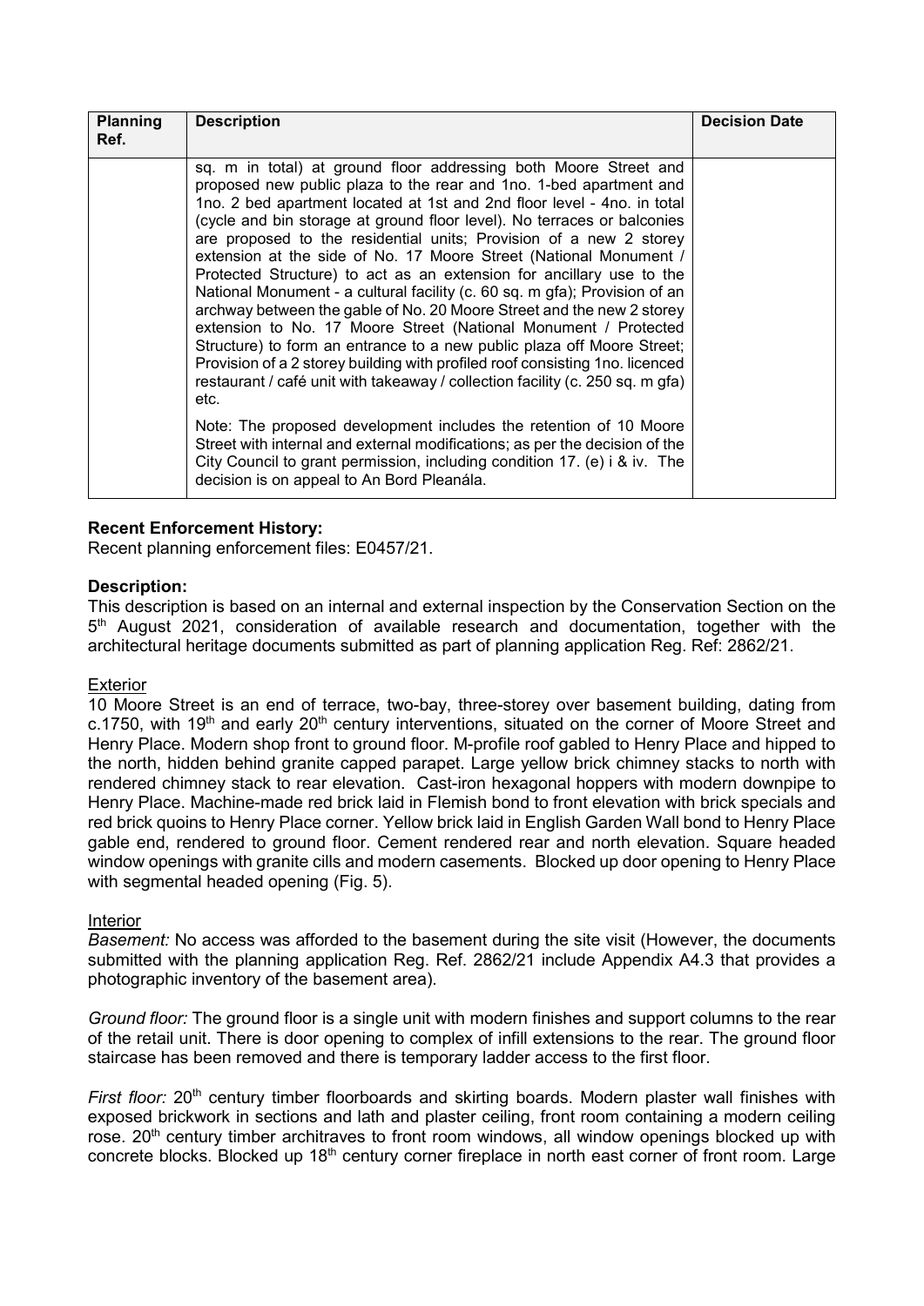| Planning Ref. | Description | Decision Date |
| --- | --- | --- |
| | sq. m in total) at ground floor addressing both Moore Street and proposed new public plaza to the rear and 1no. 1-bed apartment and 1no. 2 bed apartment located at 1st and 2nd floor level - 4no. in total (cycle and bin storage at ground floor level). No terraces or balconies are proposed to the residential units; Provision of a new 2 storey extension at the side of No. 17 Moore Street (National Monument / Protected Structure) to act as an extension for ancillary use to the National Monument - a cultural facility (c. 60 sq. m gfa); Provision of an archway between the gable of No. 20 Moore Street and the new 2 storey extension to No. 17 Moore Street (National Monument / Protected Structure) to form an entrance to a new public plaza off Moore Street; Provision of a 2 storey building with profiled roof consisting 1no. licenced restaurant / café unit with takeaway / collection facility (c. 250 sq. m gfa) etc.<br><br>Note: The proposed development includes the retention of 10 Moore Street with internal and external modifications; as per the decision of the City Council to grant permission, including condition 17. (e) i & iv. The decision is on appeal to An Bord Pleanála. | |

**Recent Enforcement History:**
Recent planning enforcement files: E0457/21.

**Description:**
This description is based on an internal and external inspection by the Conservation Section on the 5th August 2021, consideration of available research and documentation, together with the architectural heritage documents submitted as part of planning application Reg. Ref: 2862/21.

Exterior
10 Moore Street is an end of terrace, two-bay, three-storey over basement building, dating from c.1750, with 19th and early 20th century interventions, situated on the corner of Moore Street and Henry Place. Modern shop front to ground floor. M-profile roof gabled to Henry Place and hipped to the north, hidden behind granite capped parapet. Large yellow brick chimney stacks to north with rendered chimney stack to rear elevation. Cast-iron hexagonal hoppers with modern downpipe to Henry Place. Machine-made red brick laid in Flemish bond to front elevation with brick specials and red brick quoins to Henry Place corner. Yellow brick laid in English Garden Wall bond to Henry Place gable end, rendered to ground floor. Cement rendered rear and north elevation. Square headed window openings with granite cills and modern casements. Blocked up door opening to Henry Place with segmental headed opening (Fig. 5).

Interior
*Basement:* No access was afforded to the basement during the site visit (However, the documents submitted with the planning application Reg. Ref. 2862/21 include Appendix A4.3 that provides a photographic inventory of the basement area).

*Ground floor:* The ground floor is a single unit with modern finishes and support columns to the rear of the retail unit. There is door opening to complex of infill extensions to the rear. The ground floor staircase has been removed and there is temporary ladder access to the first floor.

*First floor:* 20th century timber floorboards and skirting boards. Modern plaster wall finishes with exposed brickwork in sections and lath and plaster ceiling, front room containing a modern ceiling rose. 20th century timber architraves to front room windows, all window openings blocked up with concrete blocks. Blocked up 18th century corner fireplace in north east corner of front room. Large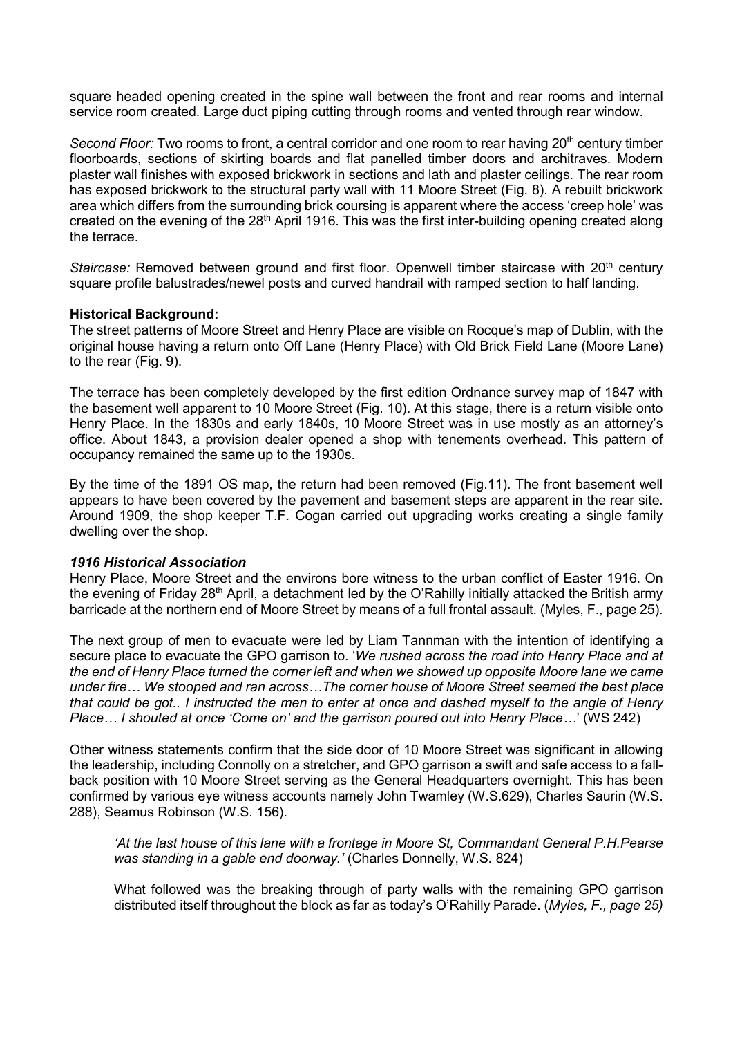square headed opening created in the spine wall between the front and rear rooms and internal service room created. Large duct piping cutting through rooms and vented through rear window.

*Second Floor:* Two rooms to front, a central corridor and one room to rear having 20th century timber floorboards, sections of skirting boards and flat panelled timber doors and architraves. Modern plaster wall finishes with exposed brickwork in sections and lath and plaster ceilings. The rear room has exposed brickwork to the structural party wall with 11 Moore Street (Fig. 8). A rebuilt brickwork area which differs from the surrounding brick coursing is apparent where the access 'creep hole' was created on the evening of the 28th April 1916. This was the first inter-building opening created along the terrace.

*Staircase:* Removed between ground and first floor. Openwell timber staircase with 20th century square profile balustrades/newel posts and curved handrail with ramped section to half landing.

**Historical Background:**

The street patterns of Moore Street and Henry Place are visible on Rocque's map of Dublin, with the original house having a return onto Off Lane (Henry Place) with Old Brick Field Lane (Moore Lane) to the rear (Fig. 9).

The terrace has been completely developed by the first edition Ordnance survey map of 1847 with the basement well apparent to 10 Moore Street (Fig. 10). At this stage, there is a return visible onto Henry Place. In the 1830s and early 1840s, 10 Moore Street was in use mostly as an attorney's office. About 1843, a provision dealer opened a shop with tenements overhead. This pattern of occupancy remained the same up to the 1930s.

By the time of the 1891 OS map, the return had been removed (Fig.11). The front basement well appears to have been covered by the pavement and basement steps are apparent in the rear site. Around 1909, the shop keeper T.F. Cogan carried out upgrading works creating a single family dwelling over the shop.

***1916 Historical Association***

Henry Place, Moore Street and the environs bore witness to the urban conflict of Easter 1916. On the evening of Friday 28th April, a detachment led by the O'Rahilly initially attacked the British army barricade at the northern end of Moore Street by means of a full frontal assault. (Myles, F., page 25).

The next group of men to evacuate were led by Liam Tannman with the intention of identifying a secure place to evacuate the GPO garrison to. '*We rushed across the road into Henry Place and at the end of Henry Place turned the corner left and when we showed up opposite Moore lane we came under fire… We stooped and ran across…The corner house of Moore Street seemed the best place that could be got.. I instructed the men to enter at once and dashed myself to the angle of Henry Place… I shouted at once 'Come on' and the garrison poured out into Henry Place*…' (WS 242)

Other witness statements confirm that the side door of 10 Moore Street was significant in allowing the leadership, including Connolly on a stretcher, and GPO garrison a swift and safe access to a fall-back position with 10 Moore Street serving as the General Headquarters overnight. This has been confirmed by various eye witness accounts namely John Twamley (W.S.629), Charles Saurin (W.S. 288), Seamus Robinson (W.S. 156).

> *'At the last house of this lane with a frontage in Moore St, Commandant General P.H.Pearse was standing in a gable end doorway.'* (Charles Donnelly, W.S. 824)
>
> What followed was the breaking through of party walls with the remaining GPO garrison distributed itself throughout the block as far as today's O'Rahilly Parade. (*Myles, F., page 25)*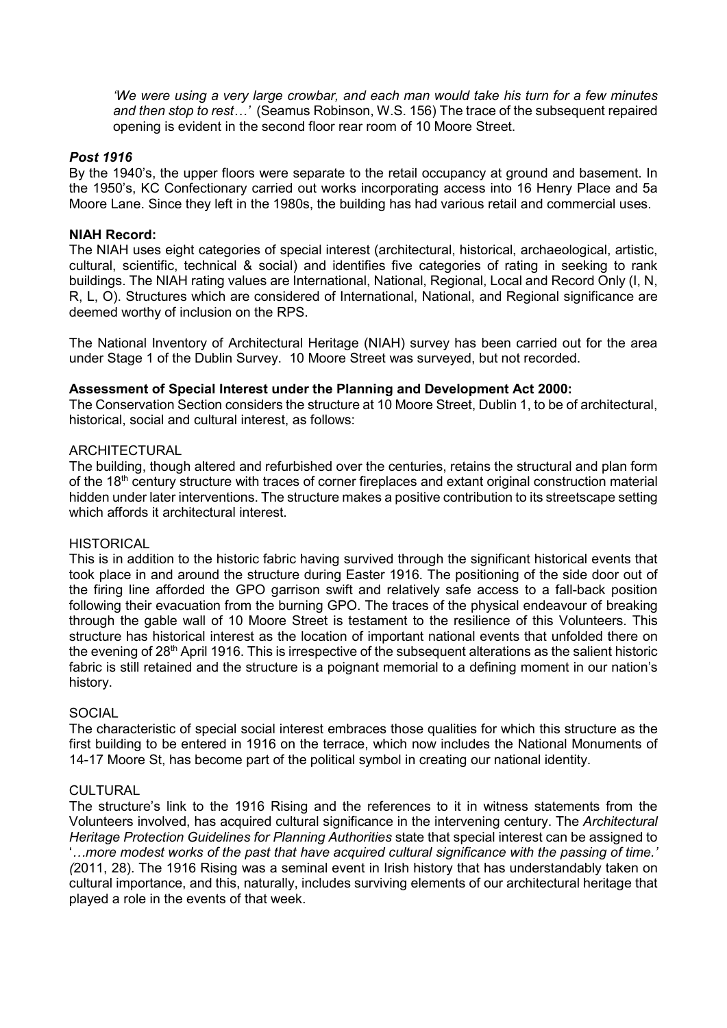*'We were using a very large crowbar, and each man would take his turn for a few minutes and then stop to rest…'* (Seamus Robinson, W.S. 156) The trace of the subsequent repaired opening is evident in the second floor rear room of 10 Moore Street.

### *Post 1916*

By the 1940's, the upper floors were separate to the retail occupancy at ground and basement. In the 1950's, KC Confectionary carried out works incorporating access into 16 Henry Place and 5a Moore Lane. Since they left in the 1980s, the building has had various retail and commercial uses.

**NIAH Record:**

The NIAH uses eight categories of special interest (architectural, historical, archaeological, artistic, cultural, scientific, technical & social) and identifies five categories of rating in seeking to rank buildings. The NIAH rating values are International, National, Regional, Local and Record Only (I, N, R, L, O). Structures which are considered of International, National, and Regional significance are deemed worthy of inclusion on the RPS.

The National Inventory of Architectural Heritage (NIAH) survey has been carried out for the area under Stage 1 of the Dublin Survey. 10 Moore Street was surveyed, but not recorded.

**Assessment of Special Interest under the Planning and Development Act 2000:**

The Conservation Section considers the structure at 10 Moore Street, Dublin 1, to be of architectural, historical, social and cultural interest, as follows:

ARCHITECTURAL

The building, though altered and refurbished over the centuries, retains the structural and plan form of the 18th century structure with traces of corner fireplaces and extant original construction material hidden under later interventions. The structure makes a positive contribution to its streetscape setting which affords it architectural interest.

HISTORICAL

This is in addition to the historic fabric having survived through the significant historical events that took place in and around the structure during Easter 1916. The positioning of the side door out of the firing line afforded the GPO garrison swift and relatively safe access to a fall-back position following their evacuation from the burning GPO. The traces of the physical endeavour of breaking through the gable wall of 10 Moore Street is testament to the resilience of this Volunteers. This structure has historical interest as the location of important national events that unfolded there on the evening of 28th April 1916. This is irrespective of the subsequent alterations as the salient historic fabric is still retained and the structure is a poignant memorial to a defining moment in our nation's history.

SOCIAL

The characteristic of special social interest embraces those qualities for which this structure as the first building to be entered in 1916 on the terrace, which now includes the National Monuments of 14-17 Moore St, has become part of the political symbol in creating our national identity.

CULTURAL

The structure's link to the 1916 Rising and the references to it in witness statements from the Volunteers involved, has acquired cultural significance in the intervening century. The *Architectural Heritage Protection Guidelines for Planning Authorities* state that special interest can be assigned to '*…more modest works of the past that have acquired cultural significance with the passing of time.'* *(*2011, 28). The 1916 Rising was a seminal event in Irish history that has understandably taken on cultural importance, and this, naturally, includes surviving elements of our architectural heritage that played a role in the events of that week.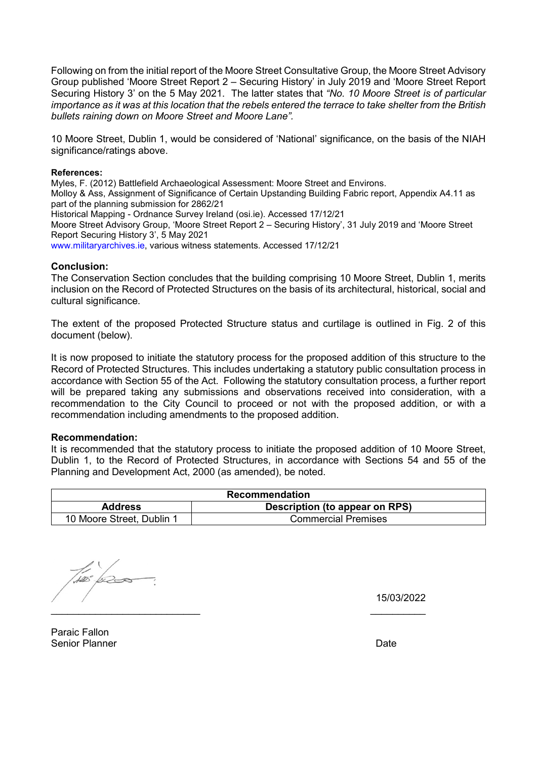Following on from the initial report of the Moore Street Consultative Group, the Moore Street Advisory Group published 'Moore Street Report 2 – Securing History' in July 2019 and 'Moore Street Report Securing History 3' on the 5 May 2021. The latter states that *"No. 10 Moore Street is of particular importance as it was at this location that the rebels entered the terrace to take shelter from the British bullets raining down on Moore Street and Moore Lane".*

10 Moore Street, Dublin 1, would be considered of 'National' significance, on the basis of the NIAH significance/ratings above.

**References:**

Myles, F. (2012) Battlefield Archaeological Assessment: Moore Street and Environs.
Molloy & Ass, Assignment of Significance of Certain Upstanding Building Fabric report, Appendix A4.11 as part of the planning submission for 2862/21
Historical Mapping - Ordnance Survey Ireland (osi.ie). Accessed 17/12/21
Moore Street Advisory Group, 'Moore Street Report 2 – Securing History', 31 July 2019 and 'Moore Street Report Securing History 3', 5 May 2021
www.militaryarchives.ie, various witness statements. Accessed 17/12/21

**Conclusion:**

The Conservation Section concludes that the building comprising 10 Moore Street, Dublin 1, merits inclusion on the Record of Protected Structures on the basis of its architectural, historical, social and cultural significance.

The extent of the proposed Protected Structure status and curtilage is outlined in Fig. 2 of this document (below).

It is now proposed to initiate the statutory process for the proposed addition of this structure to the Record of Protected Structures. This includes undertaking a statutory public consultation process in accordance with Section 55 of the Act. Following the statutory consultation process, a further report will be prepared taking any submissions and observations received into consideration, with a recommendation to the City Council to proceed or not with the proposed addition, or with a recommendation including amendments to the proposed addition.

**Recommendation:**

It is recommended that the statutory process to initiate the proposed addition of 10 Moore Street, Dublin 1, to the Record of Protected Structures, in accordance with Sections 54 and 55 of the Planning and Development Act, 2000 (as amended), be noted.

| **Recommendation** | |
|---|---|
| **Address** | **Description (to appear on RPS)** |
| 10 Moore Street, Dublin 1 | Commercial Premises |

15/03/2022

Paraic Fallon
Senior Planner

Date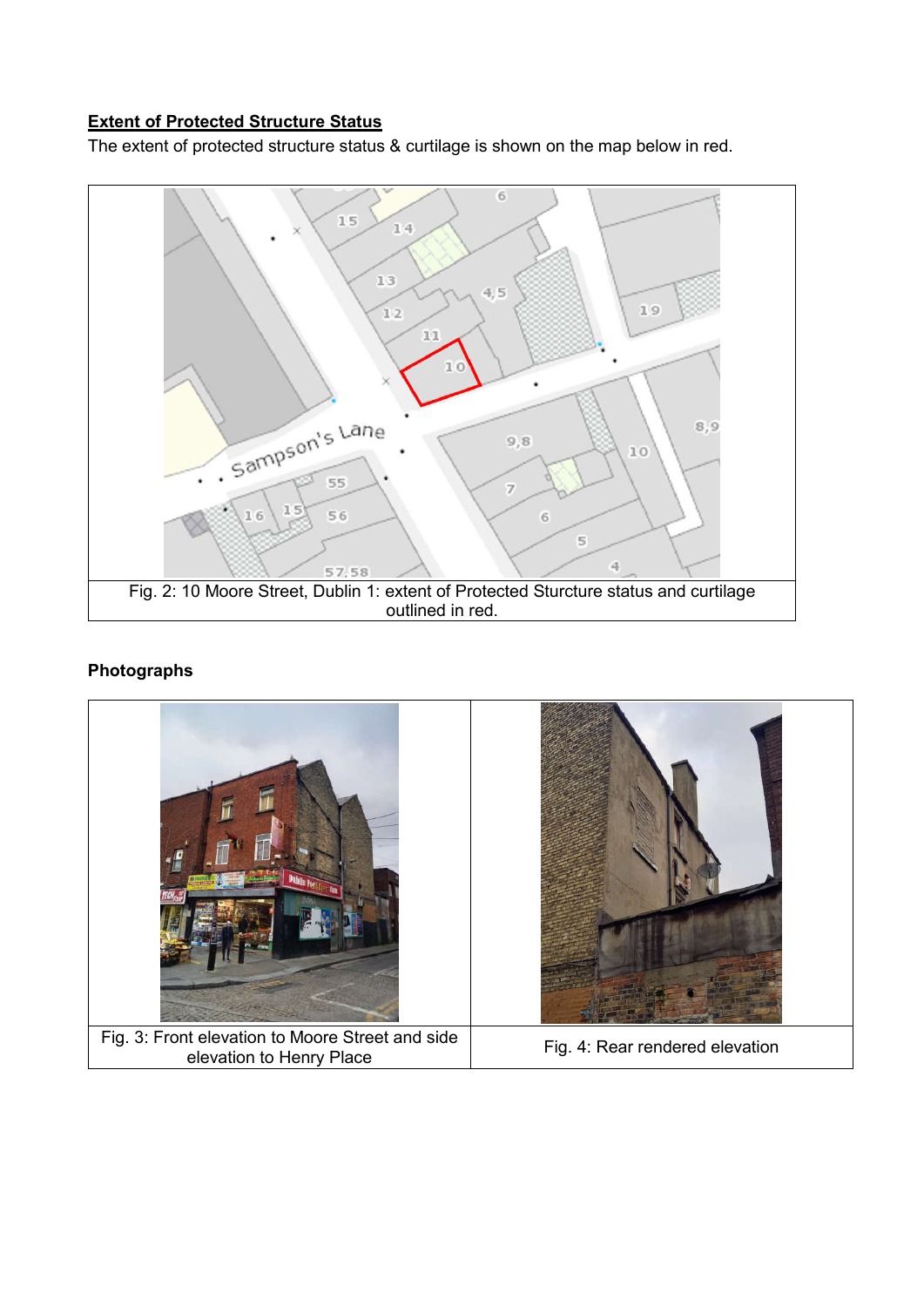## Extent of Protected Structure Status

The extent of protected structure status & curtilage is shown on the map below in red.

Fig. 2: 10 Moore Street, Dublin 1: extent of Protected Sturcture status and curtilage outlined in red.

### Photographs

| Fig. 3: Front elevation to Moore Street and side elevation to Henry Place | Fig. 4: Rear rendered elevation |
|---|---|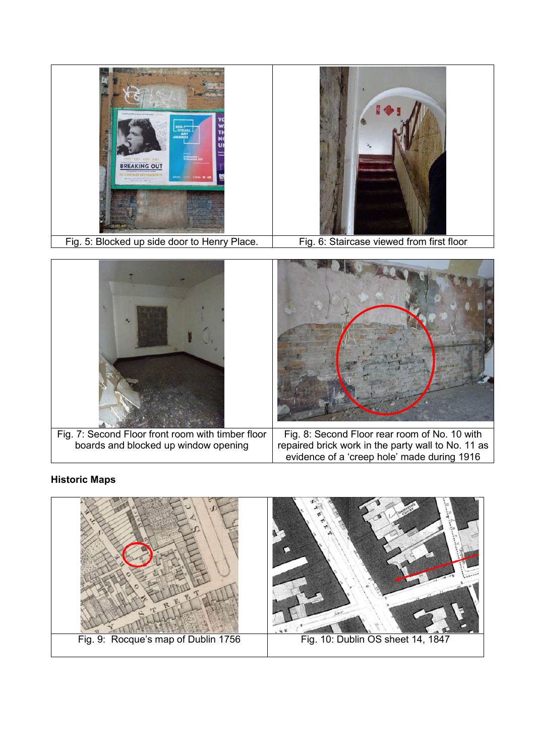Fig. 5: Blocked up side door to Henry Place.

Fig. 6: Staircase viewed from first floor

Fig. 7: Second Floor front room with timber floor boards and blocked up window opening

Fig. 8: Second Floor rear room of No. 10 with repaired brick work in the party wall to No. 11 as evidence of a 'creep hole' made during 1916

**Historic Maps**

Fig. 9: Rocque's map of Dublin 1756

Fig. 10: Dublin OS sheet 14, 1847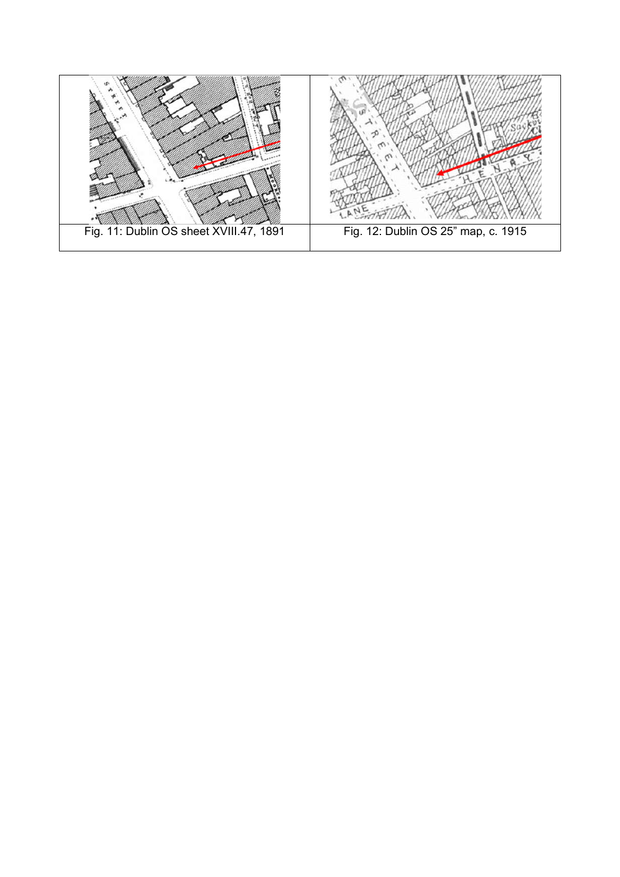| | |
|---|---|
| Fig. 11: Dublin OS sheet XVIII.47, 1891 | Fig. 12: Dublin OS 25" map, c. 1915 |